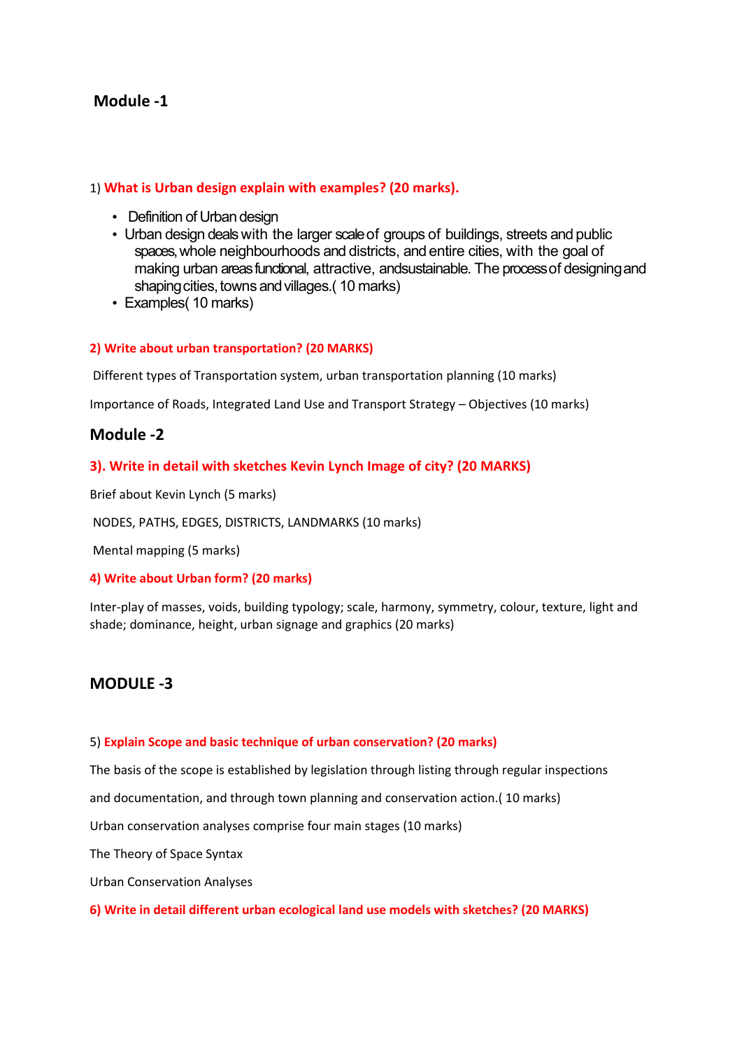## Module -1

1) **What is Urban design explain with examples? (20 marks).**

- Definition of Urban design
- Urban design deals with the larger scale of groups of buildings, streets and public spaces, whole neighbourhoods and districts, and entire cities, with the goal of making urban areas functional, attractive, andsustainable. The process of designing and shaping cities, towns and villages.( 10 marks)
- Examples( 10 marks)

**2) Write about urban transportation? (20 MARKS)**

Different types of Transportation system, urban transportation planning (10 marks)

Importance of Roads, Integrated Land Use and Transport Strategy – Objectives (10 marks)

## Module -2

**3). Write in detail with sketches Kevin Lynch Image of city? (20 MARKS)**

Brief about Kevin Lynch (5 marks)

NODES, PATHS, EDGES, DISTRICTS, LANDMARKS (10 marks)

Mental mapping (5 marks)

**4) Write about Urban form? (20 marks)**

Inter-play of masses, voids, building typology; scale, harmony, symmetry, colour, texture, light and shade; dominance, height, urban signage and graphics (20 marks)

## MODULE -3

5) **Explain Scope and basic technique of urban conservation? (20 marks)**

The basis of the scope is established by legislation through listing through regular inspections

and documentation, and through town planning and conservation action.( 10 marks)

Urban conservation analyses comprise four main stages (10 marks)

The Theory of Space Syntax

Urban Conservation Analyses

**6) Write in detail different urban ecological land use models with sketches? (20 MARKS)**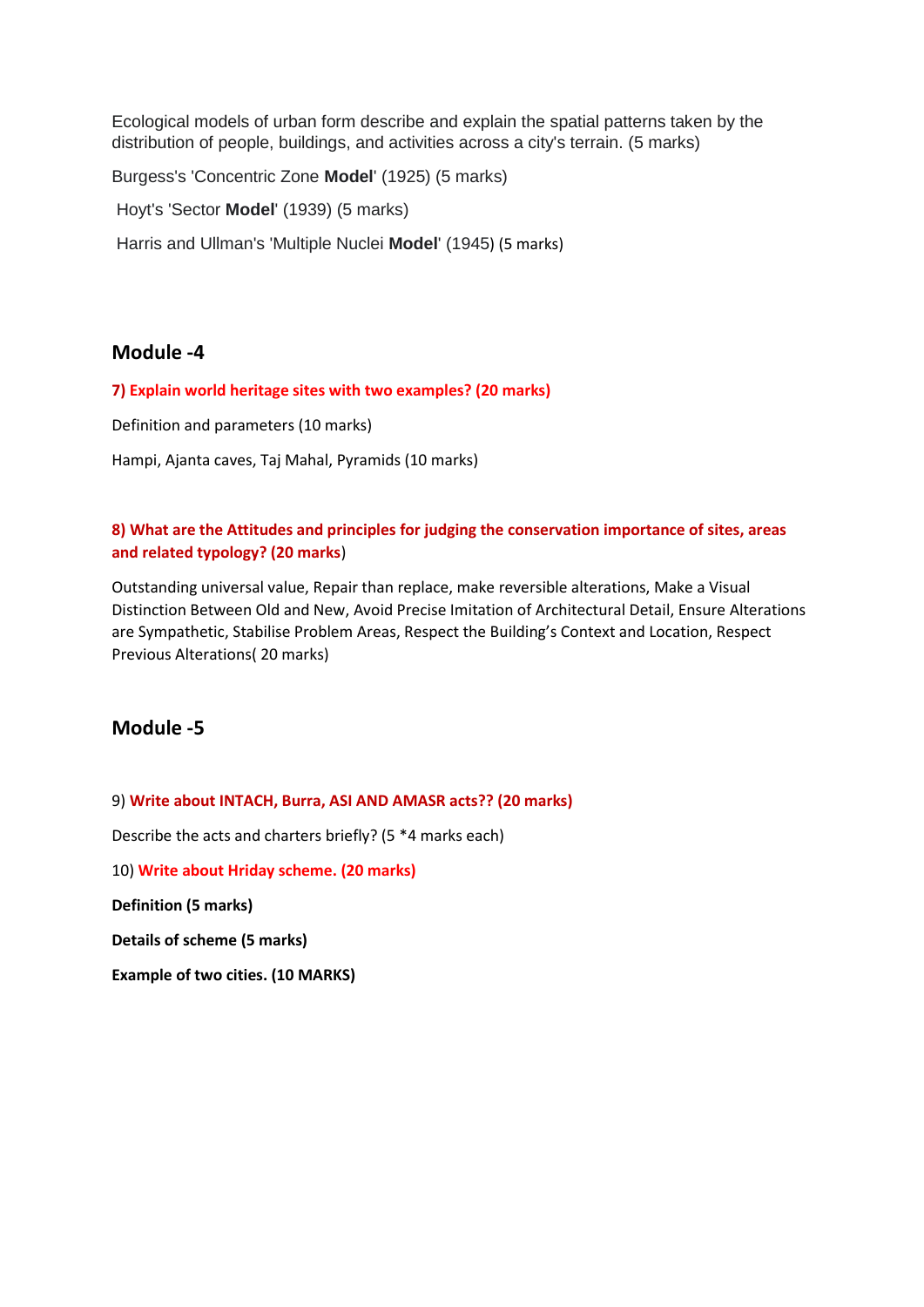Ecological models of urban form describe and explain the spatial patterns taken by the distribution of people, buildings, and activities across a city's terrain. (5 marks)

Burgess's 'Concentric Zone **Model**' (1925) (5 marks)

Hoyt's 'Sector **Model**' (1939) (5 marks)

Harris and Ullman's 'Multiple Nuclei **Model**' (1945) (5 marks)

## Module -4

**7) Explain world heritage sites with two examples? (20 marks)**

Definition and parameters (10 marks)

Hampi, Ajanta caves, Taj Mahal, Pyramids (10 marks)

**8) What are the Attitudes and principles for judging the conservation importance of sites, areas and related typology? (20 marks)**

Outstanding universal value, Repair than replace, make reversible alterations, Make a Visual Distinction Between Old and New, Avoid Precise Imitation of Architectural Detail, Ensure Alterations are Sympathetic, Stabilise Problem Areas, Respect the Building's Context and Location, Respect Previous Alterations( 20 marks)

## Module -5

9) **Write about INTACH, Burra, ASI AND AMASR acts?? (20 marks)**

Describe the acts and charters briefly? (5 *4 marks each)

10) **Write about Hriday scheme. (20 marks)**

**Definition (5 marks)**

**Details of scheme (5 marks)**

**Example of two cities. (10 MARKS)**